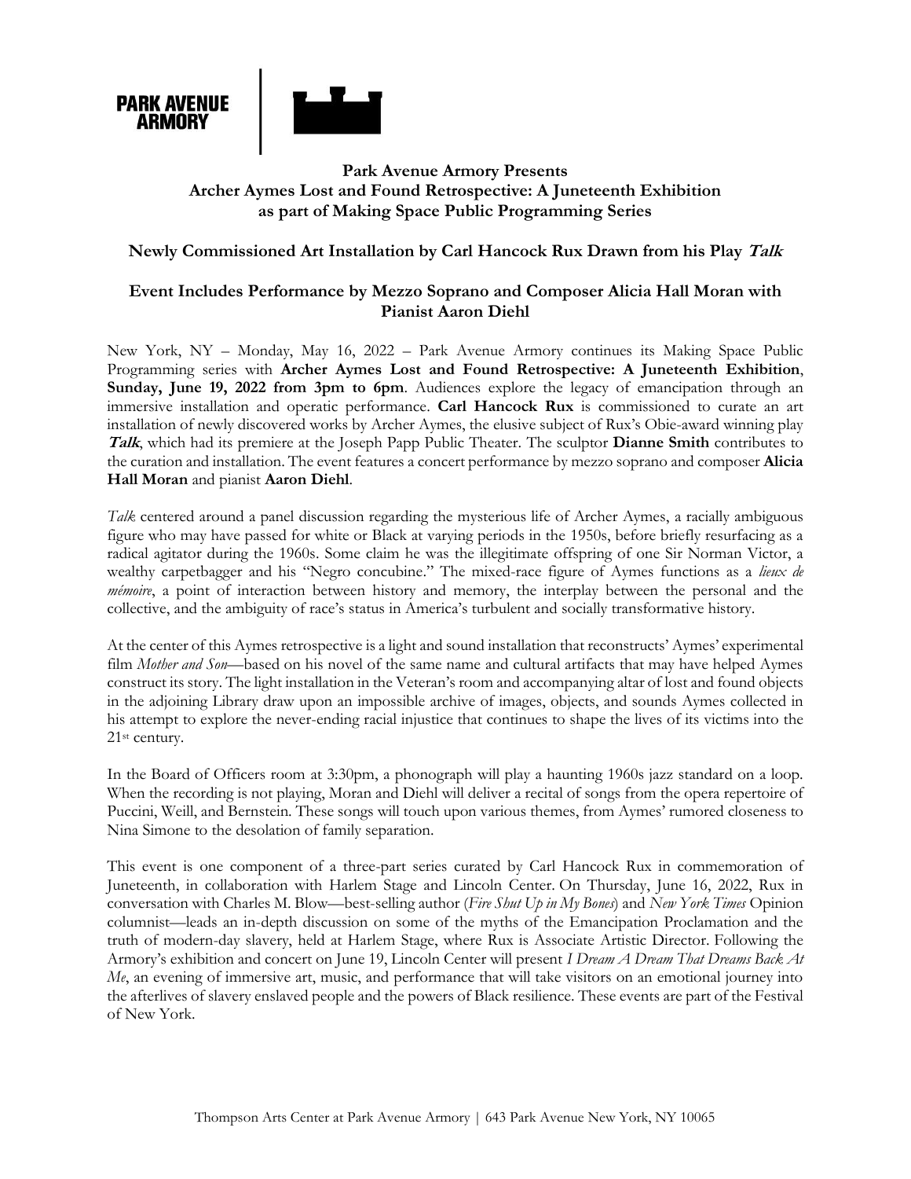PARK AVENUE ARMORY

**Park Avenue Armory Presents**
**Archer Aymes Lost and Found Retrospective: A Juneteenth Exhibition**
**as part of Making Space Public Programming Series**

**Newly Commissioned Art Installation by Carl Hancock Rux Drawn from his Play *Talk***

**Event Includes Performance by Mezzo Soprano and Composer Alicia Hall Moran with Pianist Aaron Diehl**

New York, NY – Monday, May 16, 2022 – Park Avenue Armory continues its Making Space Public Programming series with **Archer Aymes Lost and Found Retrospective: A Juneteenth Exhibition**, **Sunday, June 19, 2022 from 3pm to 6pm**. Audiences explore the legacy of emancipation through an immersive installation and operatic performance. **Carl Hancock Rux** is commissioned to curate an art installation of newly discovered works by Archer Aymes, the elusive subject of Rux's Obie-award winning play ***Talk***, which had its premiere at the Joseph Papp Public Theater. The sculptor **Dianne Smith** contributes to the curation and installation. The event features a concert performance by mezzo soprano and composer **Alicia Hall Moran** and pianist **Aaron Diehl**.

*Talk* centered around a panel discussion regarding the mysterious life of Archer Aymes, a racially ambiguous figure who may have passed for white or Black at varying periods in the 1950s, before briefly resurfacing as a radical agitator during the 1960s. Some claim he was the illegitimate offspring of one Sir Norman Victor, a wealthy carpetbagger and his "Negro concubine." The mixed-race figure of Aymes functions as a *lieux de mémoire*, a point of interaction between history and memory, the interplay between the personal and the collective, and the ambiguity of race's status in America's turbulent and socially transformative history.

At the center of this Aymes retrospective is a light and sound installation that reconstructs' Aymes' experimental film *Mother and Son*—based on his novel of the same name and cultural artifacts that may have helped Aymes construct its story. The light installation in the Veteran's room and accompanying altar of lost and found objects in the adjoining Library draw upon an impossible archive of images, objects, and sounds Aymes collected in his attempt to explore the never-ending racial injustice that continues to shape the lives of its victims into the 21st century.

In the Board of Officers room at 3:30pm, a phonograph will play a haunting 1960s jazz standard on a loop. When the recording is not playing, Moran and Diehl will deliver a recital of songs from the opera repertoire of Puccini, Weill, and Bernstein. These songs will touch upon various themes, from Aymes' rumored closeness to Nina Simone to the desolation of family separation.

This event is one component of a three-part series curated by Carl Hancock Rux in commemoration of Juneteenth, in collaboration with Harlem Stage and Lincoln Center. On Thursday, June 16, 2022, Rux in conversation with Charles M. Blow—best-selling author (*Fire Shut Up in My Bones*) and *New York Times* Opinion columnist—leads an in-depth discussion on some of the myths of the Emancipation Proclamation and the truth of modern-day slavery, held at Harlem Stage, where Rux is Associate Artistic Director. Following the Armory's exhibition and concert on June 19, Lincoln Center will present *I Dream A Dream That Dreams Back At Me*, an evening of immersive art, music, and performance that will take visitors on an emotional journey into the afterlives of slavery enslaved people and the powers of Black resilience. These events are part of the Festival of New York.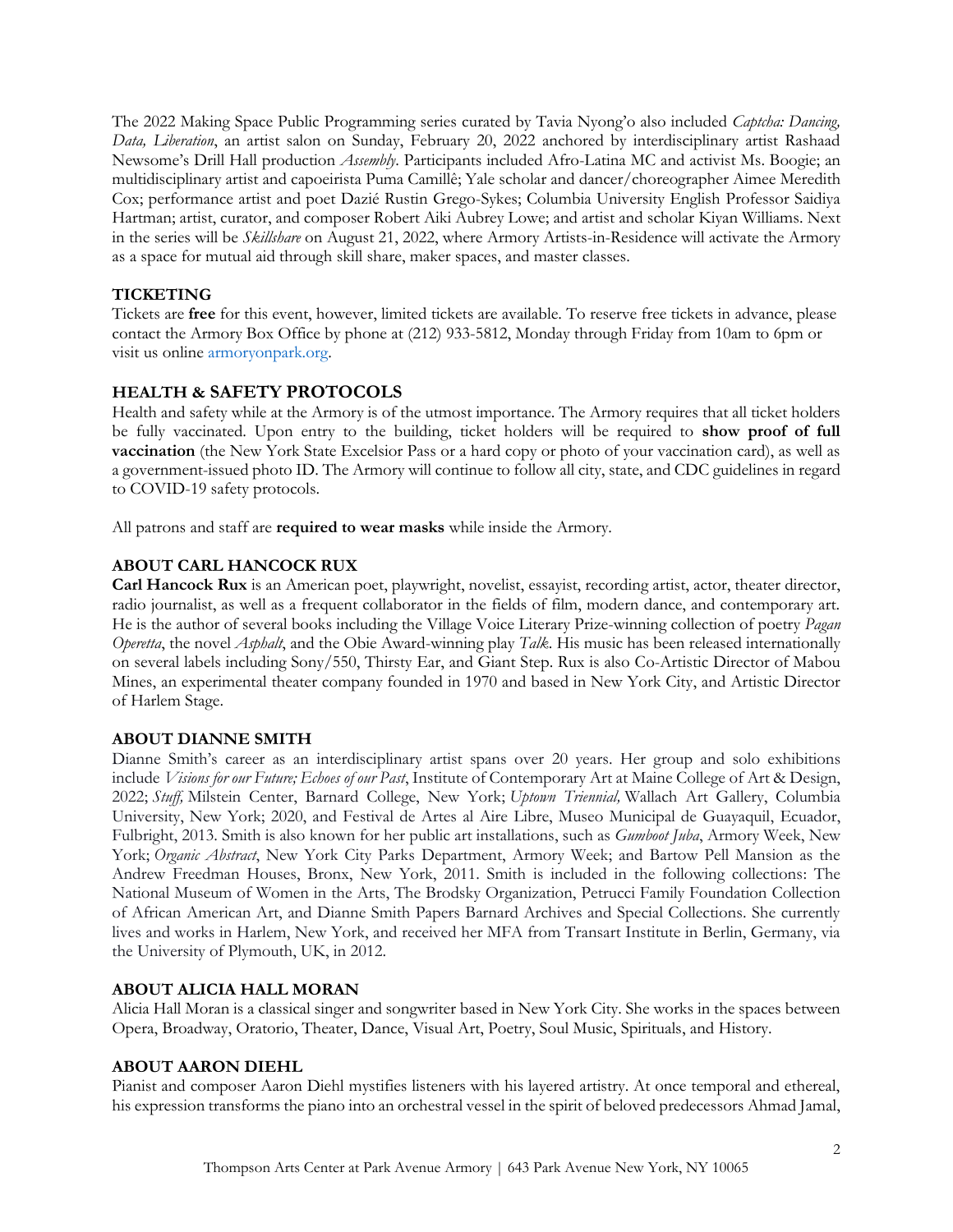The 2022 Making Space Public Programming series curated by Tavia Nyong'o also included *Captcha: Dancing, Data, Liberation*, an artist salon on Sunday, February 20, 2022 anchored by interdisciplinary artist Rashaad Newsome's Drill Hall production *Assembly*. Participants included Afro-Latina MC and activist Ms. Boogie; an multidisciplinary artist and capoeirista Puma Camillê; Yale scholar and dancer/choreographer Aimee Meredith Cox; performance artist and poet Dazié Rustin Grego-Sykes; Columbia University English Professor Saidiya Hartman; artist, curator, and composer Robert Aiki Aubrey Lowe; and artist and scholar Kiyan Williams. Next in the series will be *Skillshare* on August 21, 2022, where Armory Artists-in-Residence will activate the Armory as a space for mutual aid through skill share, maker spaces, and master classes.

### TICKETING

Tickets are **free** for this event, however, limited tickets are available. To reserve free tickets in advance, please contact the Armory Box Office by phone at (212) 933-5812, Monday through Friday from 10am to 6pm or visit us online armoryonpark.org.

### HEALTH & SAFETY PROTOCOLS

Health and safety while at the Armory is of the utmost importance. The Armory requires that all ticket holders be fully vaccinated. Upon entry to the building, ticket holders will be required to **show proof of full vaccination** (the New York State Excelsior Pass or a hard copy or photo of your vaccination card), as well as a government-issued photo ID. The Armory will continue to follow all city, state, and CDC guidelines in regard to COVID-19 safety protocols.

All patrons and staff are **required to wear masks** while inside the Armory.

### ABOUT CARL HANCOCK RUX

**Carl Hancock Rux** is an American poet, playwright, novelist, essayist, recording artist, actor, theater director, radio journalist, as well as a frequent collaborator in the fields of film, modern dance, and contemporary art. He is the author of several books including the Village Voice Literary Prize-winning collection of poetry *Pagan Operetta*, the novel *Asphalt*, and the Obie Award-winning play *Talk*. His music has been released internationally on several labels including Sony/550, Thirsty Ear, and Giant Step. Rux is also Co-Artistic Director of Mabou Mines, an experimental theater company founded in 1970 and based in New York City, and Artistic Director of Harlem Stage.

### ABOUT DIANNE SMITH

Dianne Smith's career as an interdisciplinary artist spans over 20 years. Her group and solo exhibitions include *Visions for our Future; Echoes of our Past*, Institute of Contemporary Art at Maine College of Art & Design, 2022; *Stuff,* Milstein Center, Barnard College, New York; *Uptown Triennial,* Wallach Art Gallery, Columbia University, New York; 2020, and Festival de Artes al Aire Libre, Museo Municipal de Guayaquil, Ecuador, Fulbright, 2013. Smith is also known for her public art installations, such as *Gumboot Juba*, Armory Week, New York; *Organic Abstract*, New York City Parks Department, Armory Week; and Bartow Pell Mansion as the Andrew Freedman Houses, Bronx, New York, 2011. Smith is included in the following collections: The National Museum of Women in the Arts, The Brodsky Organization, Petrucci Family Foundation Collection of African American Art, and Dianne Smith Papers Barnard Archives and Special Collections. She currently lives and works in Harlem, New York, and received her MFA from Transart Institute in Berlin, Germany, via the University of Plymouth, UK, in 2012.

### ABOUT ALICIA HALL MORAN

Alicia Hall Moran is a classical singer and songwriter based in New York City. She works in the spaces between Opera, Broadway, Oratorio, Theater, Dance, Visual Art, Poetry, Soul Music, Spirituals, and History.

### ABOUT AARON DIEHL

Pianist and composer Aaron Diehl mystifies listeners with his layered artistry. At once temporal and ethereal, his expression transforms the piano into an orchestral vessel in the spirit of beloved predecessors Ahmad Jamal,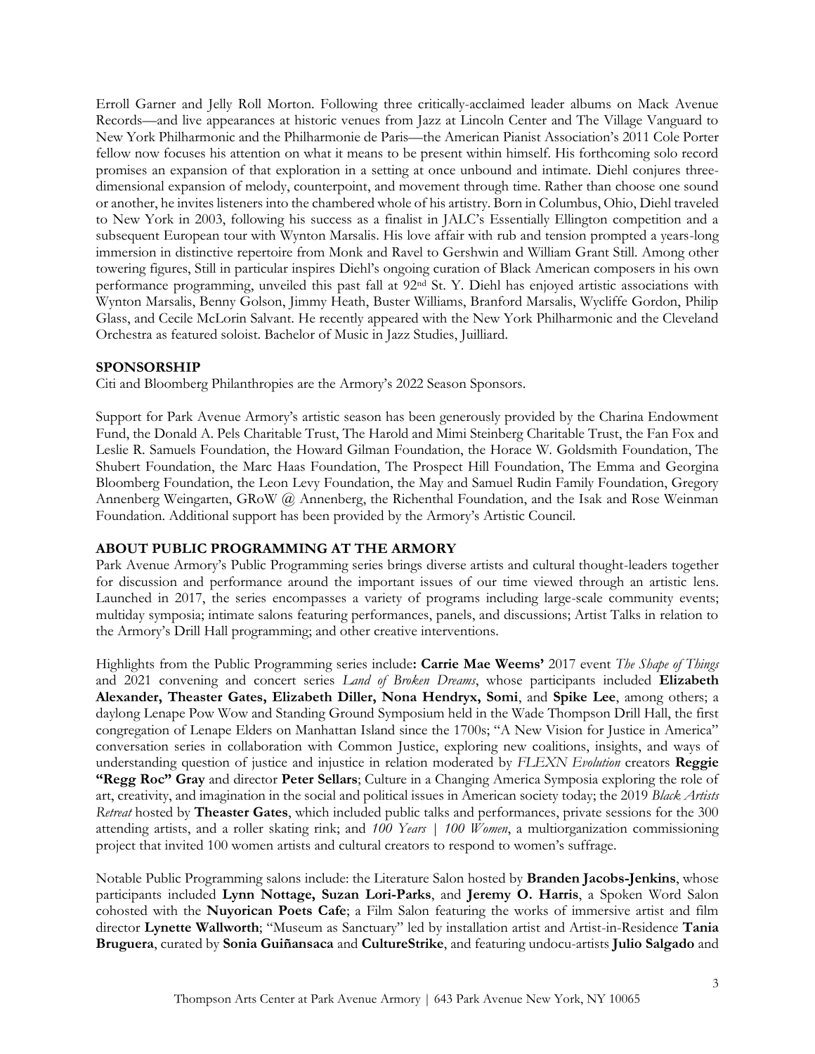Erroll Garner and Jelly Roll Morton. Following three critically-acclaimed leader albums on Mack Avenue Records—and live appearances at historic venues from Jazz at Lincoln Center and The Village Vanguard to New York Philharmonic and the Philharmonie de Paris—the American Pianist Association's 2011 Cole Porter fellow now focuses his attention on what it means to be present within himself. His forthcoming solo record promises an expansion of that exploration in a setting at once unbound and intimate. Diehl conjures three-dimensional expansion of melody, counterpoint, and movement through time. Rather than choose one sound or another, he invites listeners into the chambered whole of his artistry. Born in Columbus, Ohio, Diehl traveled to New York in 2003, following his success as a finalist in JALC's Essentially Ellington competition and a subsequent European tour with Wynton Marsalis. His love affair with rub and tension prompted a years-long immersion in distinctive repertoire from Monk and Ravel to Gershwin and William Grant Still. Among other towering figures, Still in particular inspires Diehl's ongoing curation of Black American composers in his own performance programming, unveiled this past fall at 92nd St. Y. Diehl has enjoyed artistic associations with Wynton Marsalis, Benny Golson, Jimmy Heath, Buster Williams, Branford Marsalis, Wycliffe Gordon, Philip Glass, and Cecile McLorin Salvant. He recently appeared with the New York Philharmonic and the Cleveland Orchestra as featured soloist. Bachelor of Music in Jazz Studies, Juilliard.

## SPONSORSHIP

Citi and Bloomberg Philanthropies are the Armory's 2022 Season Sponsors.

Support for Park Avenue Armory's artistic season has been generously provided by the Charina Endowment Fund, the Donald A. Pels Charitable Trust, The Harold and Mimi Steinberg Charitable Trust, the Fan Fox and Leslie R. Samuels Foundation, the Howard Gilman Foundation, the Horace W. Goldsmith Foundation, The Shubert Foundation, the Marc Haas Foundation, The Prospect Hill Foundation, The Emma and Georgina Bloomberg Foundation, the Leon Levy Foundation, the May and Samuel Rudin Family Foundation, Gregory Annenberg Weingarten, GRoW @ Annenberg, the Richenthal Foundation, and the Isak and Rose Weinman Foundation. Additional support has been provided by the Armory's Artistic Council.

## ABOUT PUBLIC PROGRAMMING AT THE ARMORY

Park Avenue Armory's Public Programming series brings diverse artists and cultural thought-leaders together for discussion and performance around the important issues of our time viewed through an artistic lens. Launched in 2017, the series encompasses a variety of programs including large-scale community events; multiday symposia; intimate salons featuring performances, panels, and discussions; Artist Talks in relation to the Armory's Drill Hall programming; and other creative interventions.

Highlights from the Public Programming series include**: Carrie Mae Weems'** 2017 event *The Shape of Things* and 2021 convening and concert series *Land of Broken Dreams*, whose participants included **Elizabeth Alexander, Theaster Gates, Elizabeth Diller, Nona Hendryx, Somi**, and **Spike Lee**, among others; a daylong Lenape Pow Wow and Standing Ground Symposium held in the Wade Thompson Drill Hall, the first congregation of Lenape Elders on Manhattan Island since the 1700s; "A New Vision for Justice in America" conversation series in collaboration with Common Justice, exploring new coalitions, insights, and ways of understanding question of justice and injustice in relation moderated by *FLEXN Evolution* creators **Reggie "Regg Roc" Gray** and director **Peter Sellars**; Culture in a Changing America Symposia exploring the role of art, creativity, and imagination in the social and political issues in American society today; the 2019 *Black Artists Retreat* hosted by **Theaster Gates**, which included public talks and performances, private sessions for the 300 attending artists, and a roller skating rink; and *100 Years | 100 Women*, a multiorganization commissioning project that invited 100 women artists and cultural creators to respond to women's suffrage.

Notable Public Programming salons include: the Literature Salon hosted by **Branden Jacobs-Jenkins**, whose participants included **Lynn Nottage, Suzan Lori-Parks**, and **Jeremy O. Harris**, a Spoken Word Salon cohosted with the **Nuyorican Poets Cafe**; a Film Salon featuring the works of immersive artist and film director **Lynette Wallworth**; "Museum as Sanctuary" led by installation artist and Artist-in-Residence **Tania Bruguera**, curated by **Sonia Guiñansaca** and **CultureStrike**, and featuring undocu-artists **Julio Salgado** and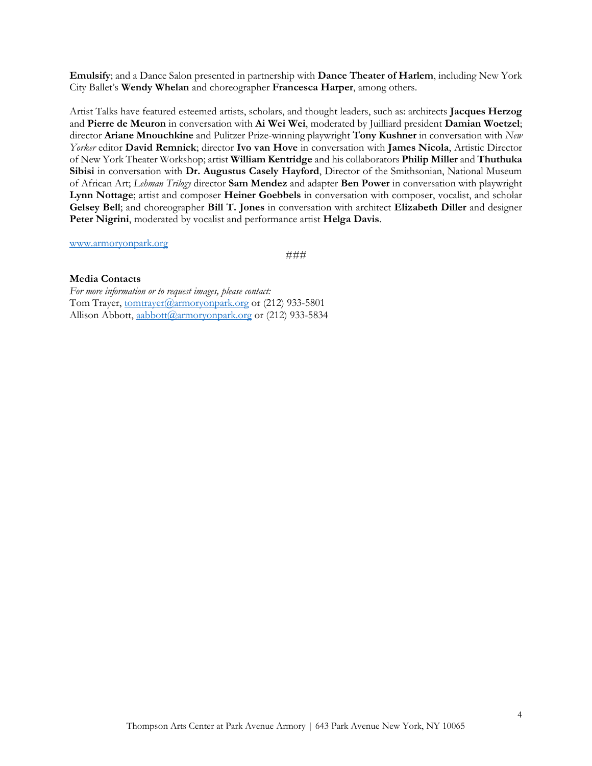**Emulsify**; and a Dance Salon presented in partnership with **Dance Theater of Harlem**, including New York City Ballet's **Wendy Whelan** and choreographer **Francesca Harper**, among others.

Artist Talks have featured esteemed artists, scholars, and thought leaders, such as: architects **Jacques Herzog** and **Pierre de Meuron** in conversation with **Ai Wei Wei**, moderated by Juilliard president **Damian Woetzel**; director **Ariane Mnouchkine** and Pulitzer Prize-winning playwright **Tony Kushner** in conversation with *New Yorker* editor **David Remnick**; director **Ivo van Hove** in conversation with **James Nicola**, Artistic Director of New York Theater Workshop; artist **William Kentridge** and his collaborators **Philip Miller** and **Thuthuka Sibisi** in conversation with **Dr. Augustus Casely Hayford**, Director of the Smithsonian, National Museum of African Art; *Lehman Trilogy* director **Sam Mendez** and adapter **Ben Power** in conversation with playwright **Lynn Nottage**; artist and composer **Heiner Goebbels** in conversation with composer, vocalist, and scholar **Gelsey Bell**; and choreographer **Bill T. Jones** in conversation with architect **Elizabeth Diller** and designer **Peter Nigrini**, moderated by vocalist and performance artist **Helga Davis**.

[www.armoryonpark.org](http://www.armoryonpark.org)

###

**Media Contacts**

*For more information or to request images, please contact:*
Tom Trayer, tomtrayer@armoryonpark.org or (212) 933-5801
Allison Abbott, aabbott@armoryonpark.org or (212) 933-5834